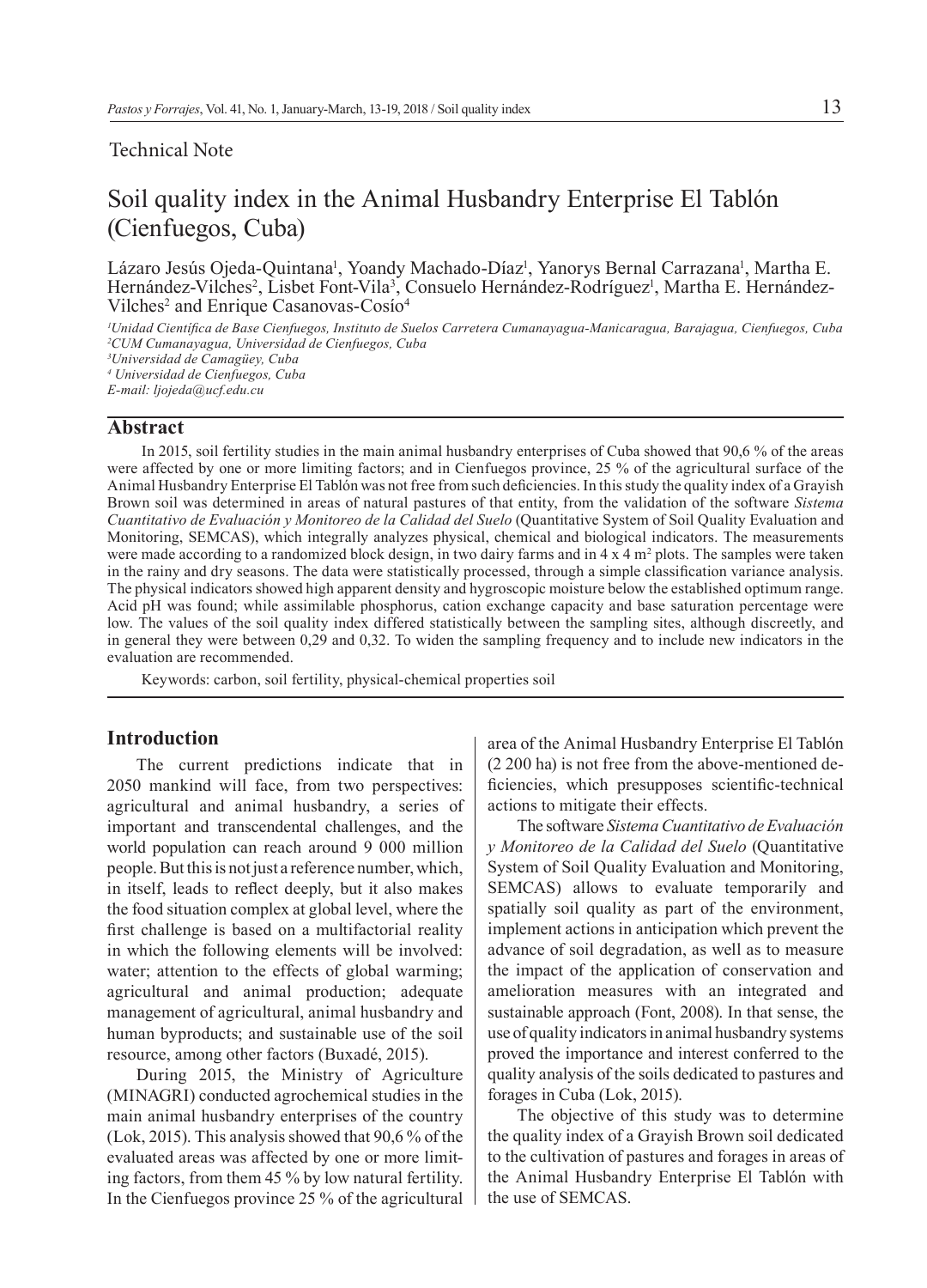Technical Note

# Soil quality index in the Animal Husbandry Enterprise El Tablón (Cienfuegos, Cuba)

Lázaro Jesús Ojeda-Quintana[1], Yoandy Machado-Díaz[1], Yanorys Bernal Carrazana[1], Martha E. Hernández-Vilches[2], Lisbet Font-Vila[3], Consuelo Hernández-Rodríguez[1], Martha E. Hernández-Vilches[2] and Enrique Casanovas-Cosío[4]

[1]*Unidad Científica de Base Cienfuegos, Instituto de Suelos Carretera Cumanayagua-Manicaragua, Barajagua, Cienfuegos, Cuba*
[2]*CUM Cumanayagua, Universidad de Cienfuegos, Cuba*
[3]*Universidad de Camagüey, Cuba*
[4] *Universidad de Cienfuegos, Cuba*
*E-mail: ljojeda@ucf.edu.cu*

## Abstract

In 2015, soil fertility studies in the main animal husbandry enterprises of Cuba showed that 90,6 % of the areas were affected by one or more limiting factors; and in Cienfuegos province, 25 % of the agricultural surface of the Animal Husbandry Enterprise El Tablón was not free from such deficiencies. In this study the quality index of a Grayish Brown soil was determined in areas of natural pastures of that entity, from the validation of the software *Sistema Cuantitativo de Evaluación y Monitoreo de la Calidad del Suelo* (Quantitative System of Soil Quality Evaluation and Monitoring, SEMCAS), which integrally analyzes physical, chemical and biological indicators. The measurements were made according to a randomized block design, in two dairy farms and in 4 x 4 $m^2$ plots. The samples were taken in the rainy and dry seasons. The data were statistically processed, through a simple classification variance analysis. The physical indicators showed high apparent density and hygroscopic moisture below the established optimum range. Acid pH was found; while assimilable phosphorus, cation exchange capacity and base saturation percentage were low. The values of the soil quality index differed statistically between the sampling sites, although discreetly, and in general they were between 0,29 and 0,32. To widen the sampling frequency and to include new indicators in the evaluation are recommended.

Keywords: carbon, soil fertility, physical-chemical properties soil

## Introduction

The current predictions indicate that in 2050 mankind will face, from two perspectives: agricultural and animal husbandry, a series of important and transcendental challenges, and the world population can reach around 9 000 million people. But this is not just a reference number, which, in itself, leads to reflect deeply, but it also makes the food situation complex at global level, where the first challenge is based on a multifactorial reality in which the following elements will be involved: water; attention to the effects of global warming; agricultural and animal production; adequate management of agricultural, animal husbandry and human byproducts; and sustainable use of the soil resource, among other factors (Buxadé, 2015).

During 2015, the Ministry of Agriculture (MINAGRI) conducted agrochemical studies in the main animal husbandry enterprises of the country (Lok, 2015). This analysis showed that 90,6 % of the evaluated areas was affected by one or more limiting factors, from them 45 % by low natural fertility. In the Cienfuegos province 25 % of the agricultural area of the Animal Husbandry Enterprise El Tablón (2 200 ha) is not free from the above-mentioned deficiencies, which presupposes scientific-technical actions to mitigate their effects.

The software *Sistema Cuantitativo de Evaluación y Monitoreo de la Calidad del Suelo* (Quantitative System of Soil Quality Evaluation and Monitoring, SEMCAS) allows to evaluate temporarily and spatially soil quality as part of the environment, implement actions in anticipation which prevent the advance of soil degradation, as well as to measure the impact of the application of conservation and amelioration measures with an integrated and sustainable approach (Font, 2008). In that sense, the use of quality indicators in animal husbandry systems proved the importance and interest conferred to the quality analysis of the soils dedicated to pastures and forages in Cuba (Lok, 2015).

The objective of this study was to determine the quality index of a Grayish Brown soil dedicated to the cultivation of pastures and forages in areas of the Animal Husbandry Enterprise El Tablón with the use of SEMCAS.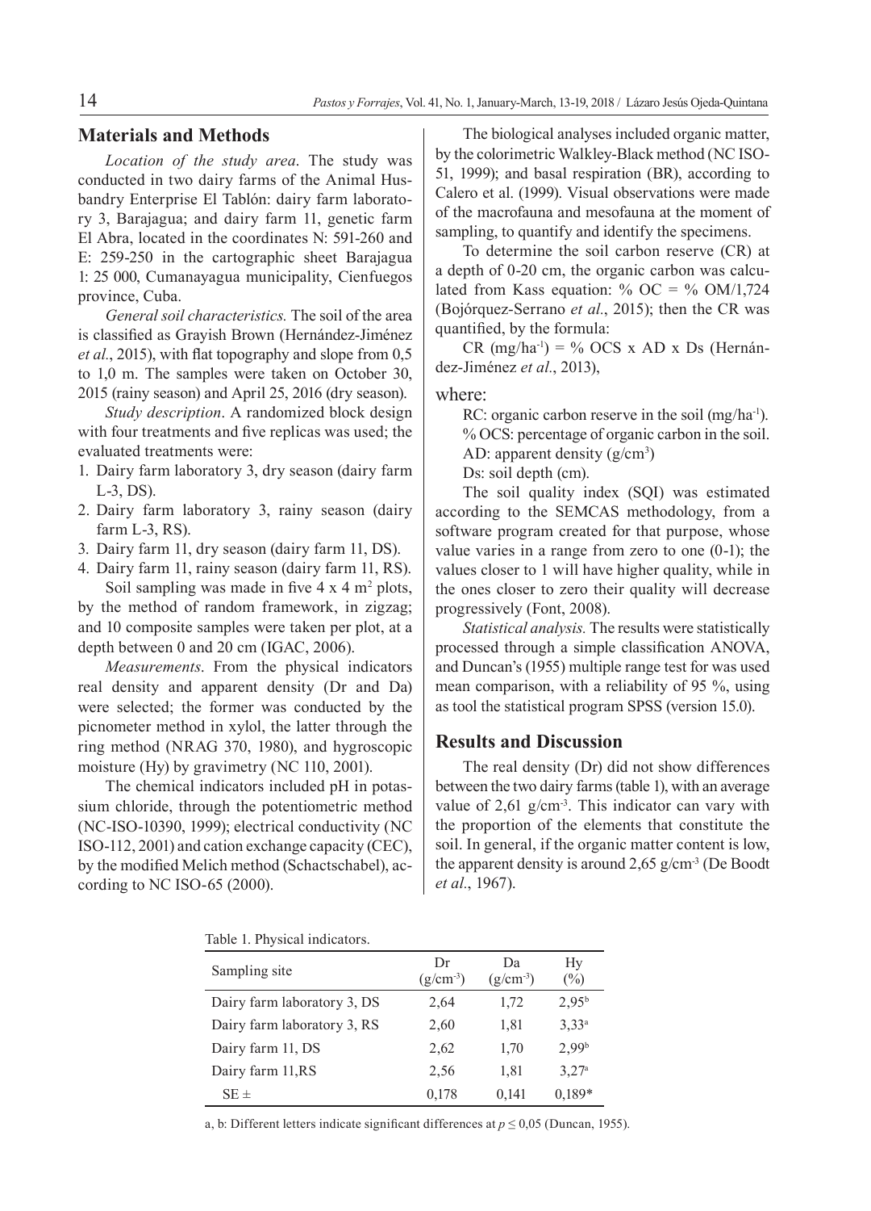## Materials and Methods

*Location of the study area.* The study was conducted in two dairy farms of the Animal Husbandry Enterprise El Tablón: dairy farm laboratory 3, Barajagua; and dairy farm 11, genetic farm El Abra, located in the coordinates N: 591-260 and E: 259-250 in the cartographic sheet Barajagua 1: 25 000, Cumanayagua municipality, Cienfuegos province, Cuba.

*General soil characteristics.* The soil of the area is classified as Grayish Brown (Hernández-Jiménez *et al.*, 2015), with flat topography and slope from 0,5 to 1,0 m. The samples were taken on October 30, 2015 (rainy season) and April 25, 2016 (dry season).

*Study description*. A randomized block design with four treatments and five replicas was used; the evaluated treatments were:

1. Dairy farm laboratory 3, dry season (dairy farm L-3, DS).
2. Dairy farm laboratory 3, rainy season (dairy farm L-3, RS).
3. Dairy farm 11, dry season (dairy farm 11, DS).
4. Dairy farm 11, rainy season (dairy farm 11, RS).

Soil sampling was made in five 4 x 4 $m^2$ plots, by the method of random framework, in zigzag; and 10 composite samples were taken per plot, at a depth between 0 and 20 cm (IGAC, 2006).

*Measurements*. From the physical indicators real density and apparent density (Dr and Da) were selected; the former was conducted by the picnometer method in xylol, the latter through the ring method (NRAG 370, 1980), and hygroscopic moisture (Hy) by gravimetry (NC 110, 2001).

The chemical indicators included pH in potassium chloride, through the potentiometric method (NC-ISO-10390, 1999); electrical conductivity (NC ISO-112, 2001) and cation exchange capacity (CEC), by the modified Melich method (Schactschabel), according to NC ISO-65 (2000).

The biological analyses included organic matter, by the colorimetric Walkley-Black method (NC ISO-51, 1999); and basal respiration (BR), according to Calero et al. (1999). Visual observations were made of the macrofauna and mesofauna at the moment of sampling, to quantify and identify the specimens.

To determine the soil carbon reserve (CR) at a depth of 0-20 cm, the organic carbon was calculated from Kass equation: % OC = % OM/1,724 (Bojórquez-Serrano *et al*., 2015); then the CR was quantified, by the formula:

CR ($mg/ha^{-1}$) = % OCS x AD x Ds (Hernández-Jiménez *et al.*, 2013),

where:

RC: organic carbon reserve in the soil ($mg/ha^{-1}$).
% OCS: percentage of organic carbon in the soil.
AD: apparent density ($g/cm^3$)
Ds: soil depth (cm).

The soil quality index (SQI) was estimated according to the SEMCAS methodology, from a software program created for that purpose, whose value varies in a range from zero to one (0-1); the values closer to 1 will have higher quality, while in the ones closer to zero their quality will decrease progressively (Font, 2008).

*Statistical analysis.* The results were statistically processed through a simple classification ANOVA, and Duncan's (1955) multiple range test for was used mean comparison, with a reliability of 95 %, using as tool the statistical program SPSS (version 15.0).

## Results and Discussion

The real density (Dr) did not show differences between the two dairy farms (table 1), with an average value of 2,61 $g/cm^{-3}$. This indicator can vary with the proportion of the elements that constitute the soil. In general, if the organic matter content is low, the apparent density is around 2,65 $g/cm^{-3}$ (De Boodt *et al*., 1967).

Table 1. Physical indicators.

| Sampling site | Dr ($g/cm^{-3}$) | Da ($g/cm^{-3}$) | Hy (%) |
|---|---|---|---|
| Dairy farm laboratory 3, DS | 2,64 | 1,72 | 2,95[b] |
| Dairy farm laboratory 3, RS | 2,60 | 1,81 | 3,33[a] |
| Dairy farm 11, DS | 2,62 | 1,70 | 2,99[b] |
| Dairy farm 11,RS | 2,56 | 1,81 | 3,27[a] |
| SE ± | 0,178 | 0,141 | 0,189* |

a, b: Different letters indicate significant differences at $p \leq 0,05$ (Duncan, 1955).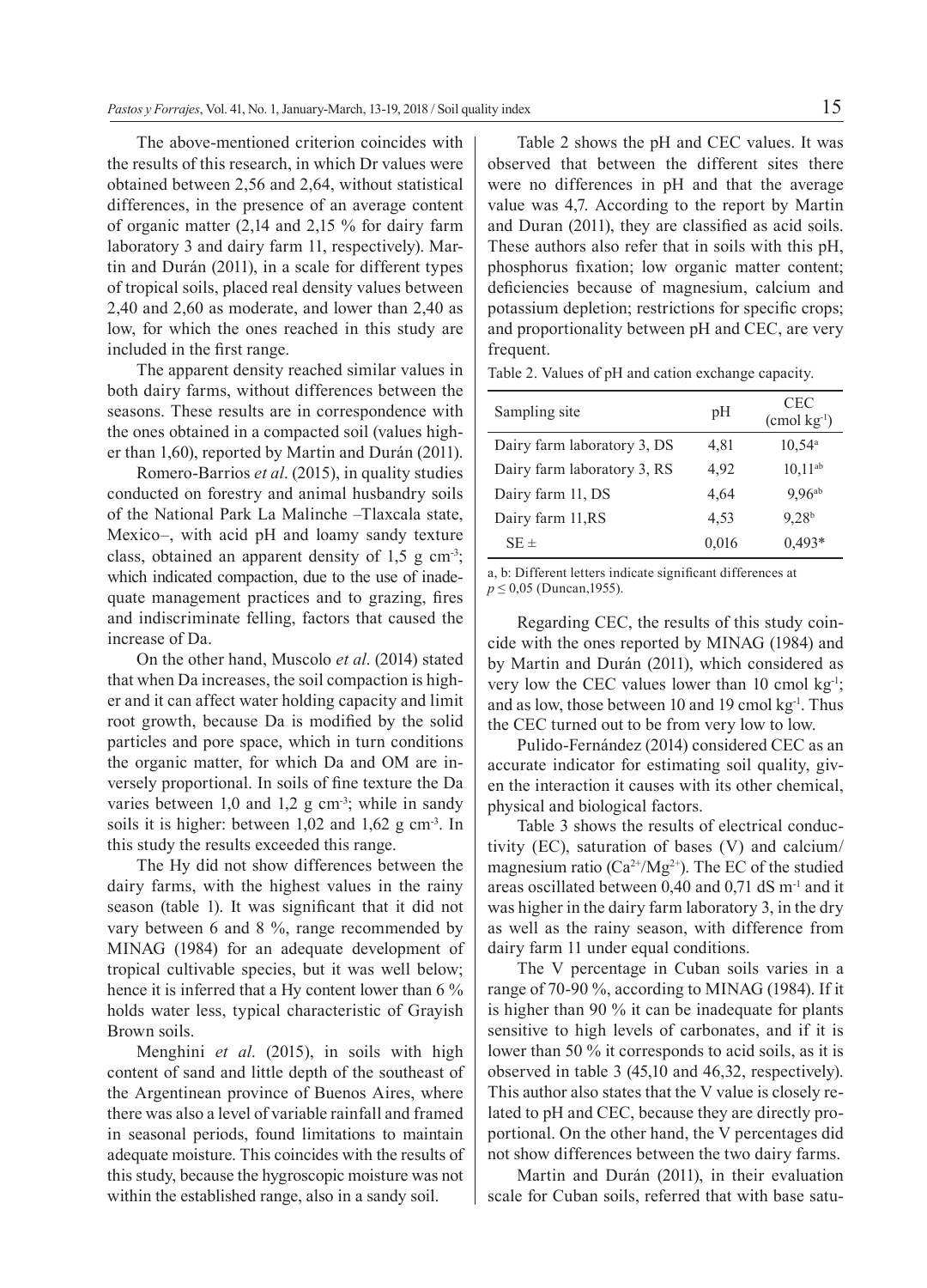The above-mentioned criterion coincides with the results of this research, in which Dr values were obtained between 2,56 and 2,64, without statistical differences, in the presence of an average content of organic matter (2,14 and 2,15 % for dairy farm laboratory 3 and dairy farm 11, respectively). Martin and Durán (2011), in a scale for different types of tropical soils, placed real density values between 2,40 and 2,60 as moderate, and lower than 2,40 as low, for which the ones reached in this study are included in the first range.

The apparent density reached similar values in both dairy farms, without differences between the seasons. These results are in correspondence with the ones obtained in a compacted soil (values higher than 1,60), reported by Martin and Durán (2011).

Romero-Barrios *et al*. (2015), in quality studies conducted on forestry and animal husbandry soils of the National Park La Malinche –Tlaxcala state, Mexico–, with acid pH and loamy sandy texture class, obtained an apparent density of 1,5 g cm$^{-3}$; which indicated compaction, due to the use of inadequate management practices and to grazing, fires and indiscriminate felling, factors that caused the increase of Da.

On the other hand, Muscolo *et al*. (2014) stated that when Da increases, the soil compaction is higher and it can affect water holding capacity and limit root growth, because Da is modified by the solid particles and pore space, which in turn conditions the organic matter, for which Da and OM are inversely proportional. In soils of fine texture the Da varies between 1,0 and 1,2 g cm$^{-3}$; while in sandy soils it is higher: between 1,02 and 1,62 g cm$^{-3}$. In this study the results exceeded this range.

The Hy did not show differences between the dairy farms, with the highest values in the rainy season (table 1). It was significant that it did not vary between 6 and 8 %, range recommended by MINAG (1984) for an adequate development of tropical cultivable species, but it was well below; hence it is inferred that a Hy content lower than 6 % holds water less, typical characteristic of Grayish Brown soils.

Menghini *et al*. (2015), in soils with high content of sand and little depth of the southeast of the Argentinean province of Buenos Aires, where there was also a level of variable rainfall and framed in seasonal periods, found limitations to maintain adequate moisture. This coincides with the results of this study, because the hygroscopic moisture was not within the established range, also in a sandy soil.

Table 2 shows the pH and CEC values. It was observed that between the different sites there were no differences in pH and that the average value was 4,7. According to the report by Martin and Duran (2011), they are classified as acid soils. These authors also refer that in soils with this pH, phosphorus fixation; low organic matter content; deficiencies because of magnesium, calcium and potassium depletion; restrictions for specific crops; and proportionality between pH and CEC, are very frequent.

Table 2. Values of pH and cation exchange capacity.

| Sampling site | pH | CEC (cmol kg$^{-1}$) |
|---|---|---|
| Dairy farm laboratory 3, DS | 4,81 | 10,54$^{a}$ |
| Dairy farm laboratory 3, RS | 4,92 | 10,11$^{ab}$ |
| Dairy farm 11, DS | 4,64 | 9,96$^{ab}$ |
| Dairy farm 11,RS | 4,53 | 9,28$^{b}$ |
| SE ± | 0,016 | 0,493* |

a, b: Different letters indicate significant differences at $p \leq 0,05$ (Duncan,1955).

Regarding CEC, the results of this study coincide with the ones reported by MINAG (1984) and by Martin and Durán (2011), which considered as very low the CEC values lower than 10 cmol kg$^{-1}$; and as low, those between 10 and 19 cmol kg$^{-1}$. Thus the CEC turned out to be from very low to low.

Pulido-Fernández (2014) considered CEC as an accurate indicator for estimating soil quality, given the interaction it causes with its other chemical, physical and biological factors.

Table 3 shows the results of electrical conductivity (EC), saturation of bases (V) and calcium/magnesium ratio ($Ca^{2+}/Mg^{2+}$). The EC of the studied areas oscillated between 0,40 and 0,71 dS m$^{-1}$ and it was higher in the dairy farm laboratory 3, in the dry as well as the rainy season, with difference from dairy farm 11 under equal conditions.

The V percentage in Cuban soils varies in a range of 70-90 %, according to MINAG (1984). If it is higher than 90 % it can be inadequate for plants sensitive to high levels of carbonates, and if it is lower than 50 % it corresponds to acid soils, as it is observed in table 3 (45,10 and 46,32, respectively). This author also states that the V value is closely related to pH and CEC, because they are directly proportional. On the other hand, the V percentages did not show differences between the two dairy farms.

Martin and Durán (2011), in their evaluation scale for Cuban soils, referred that with base satu-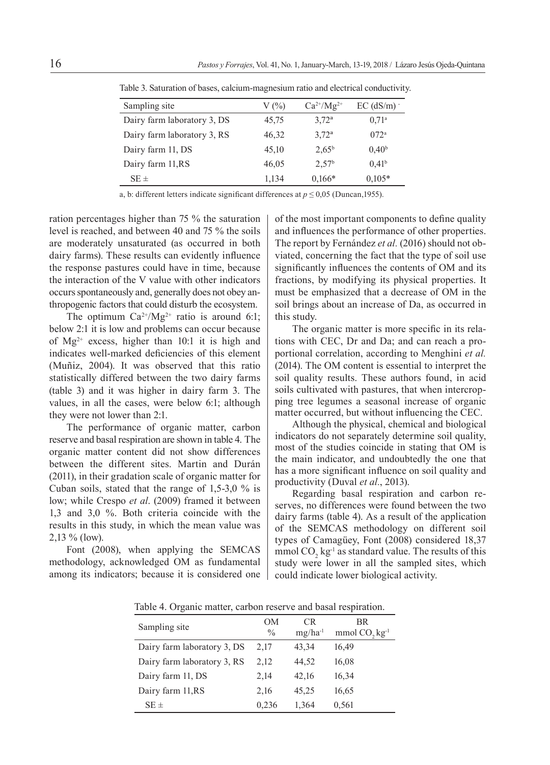Table 3. Saturation of bases, calcium-magnesium ratio and electrical conductivity.

| Sampling site | V (%) | $Ca^{2+}/Mg^{2+}$ | EC (dS/m) - |
|---|---|---|---|
| Dairy farm laboratory 3, DS | 45,75 | 3,72[a] | 0,71[a] |
| Dairy farm laboratory 3, RS | 46,32 | 3,72[a] | 072[a] |
| Dairy farm 11, DS | 45,10 | 2,65[b] | 0,40[b] |
| Dairy farm 11,RS | 46,05 | 2,57[b] | 0,41[b] |
| SE ± | 1,134 | 0,166* | 0,105* |

a, b: different letters indicate significant differences at $p \leq 0,05$ (Duncan,1955).

ration percentages higher than 75 % the saturation level is reached, and between 40 and 75 % the soils are moderately unsaturated (as occurred in both dairy farms). These results can evidently influence the response pastures could have in time, because the interaction of the V value with other indicators occurs spontaneously and, generally does not obey anthropogenic factors that could disturb the ecosystem.

The optimum $Ca^{2+}/Mg^{2+}$ ratio is around 6:1; below 2:1 it is low and problems can occur because of $Mg^{2+}$ excess, higher than 10:1 it is high and indicates well-marked deficiencies of this element (Muñiz, 2004). It was observed that this ratio statistically differed between the two dairy farms (table 3) and it was higher in dairy farm 3. The values, in all the cases, were below 6:1; although they were not lower than 2:1.

The performance of organic matter, carbon reserve and basal respiration are shown in table 4. The organic matter content did not show differences between the different sites. Martin and Durán (2011), in their gradation scale of organic matter for Cuban soils, stated that the range of 1,5-3,0 % is low; while Crespo *et al*. (2009) framed it between 1,3 and 3,0 %. Both criteria coincide with the results in this study, in which the mean value was 2,13 % (low).

Font (2008), when applying the SEMCAS methodology, acknowledged OM as fundamental among its indicators; because it is considered one of the most important components to define quality and influences the performance of other properties. The report by Fernández *et al.* (2016) should not obviated, concerning the fact that the type of soil use significantly influences the contents of OM and its fractions, by modifying its physical properties. It must be emphasized that a decrease of OM in the soil brings about an increase of Da, as occurred in this study.

The organic matter is more specific in its relations with CEC, Dr and Da; and can reach a proportional correlation, according to Menghini *et al.* (2014). The OM content is essential to interpret the soil quality results. These authors found, in acid soils cultivated with pastures, that when intercropping tree legumes a seasonal increase of organic matter occurred, but without influencing the CEC.

Although the physical, chemical and biological indicators do not separately determine soil quality, most of the studies coincide in stating that OM is the main indicator, and undoubtedly the one that has a more significant influence on soil quality and productivity (Duval *et al*., 2013).

Regarding basal respiration and carbon reserves, no differences were found between the two dairy farms (table 4). As a result of the application of the SEMCAS methodology on different soil types of Camagüey, Font (2008) considered 18,37 mmol $CO_2$ $kg^{-1}$ as standard value. The results of this study were lower in all the sampled sites, which could indicate lower biological activity.

Table 4. Organic matter, carbon reserve and basal respiration.

| Sampling site | OM % | CR $mg/ha^{-1}$ | BR mmol $CO_2$ $kg^{-1}$ |
|---|---|---|---|
| Dairy farm laboratory 3, DS | 2,17 | 43,34 | 16,49 |
| Dairy farm laboratory 3, RS | 2,12 | 44,52 | 16,08 |
| Dairy farm 11, DS | 2,14 | 42,16 | 16,34 |
| Dairy farm 11,RS | 2,16 | 45,25 | 16,65 |
| SE ± | 0,236 | 1,364 | 0,561 |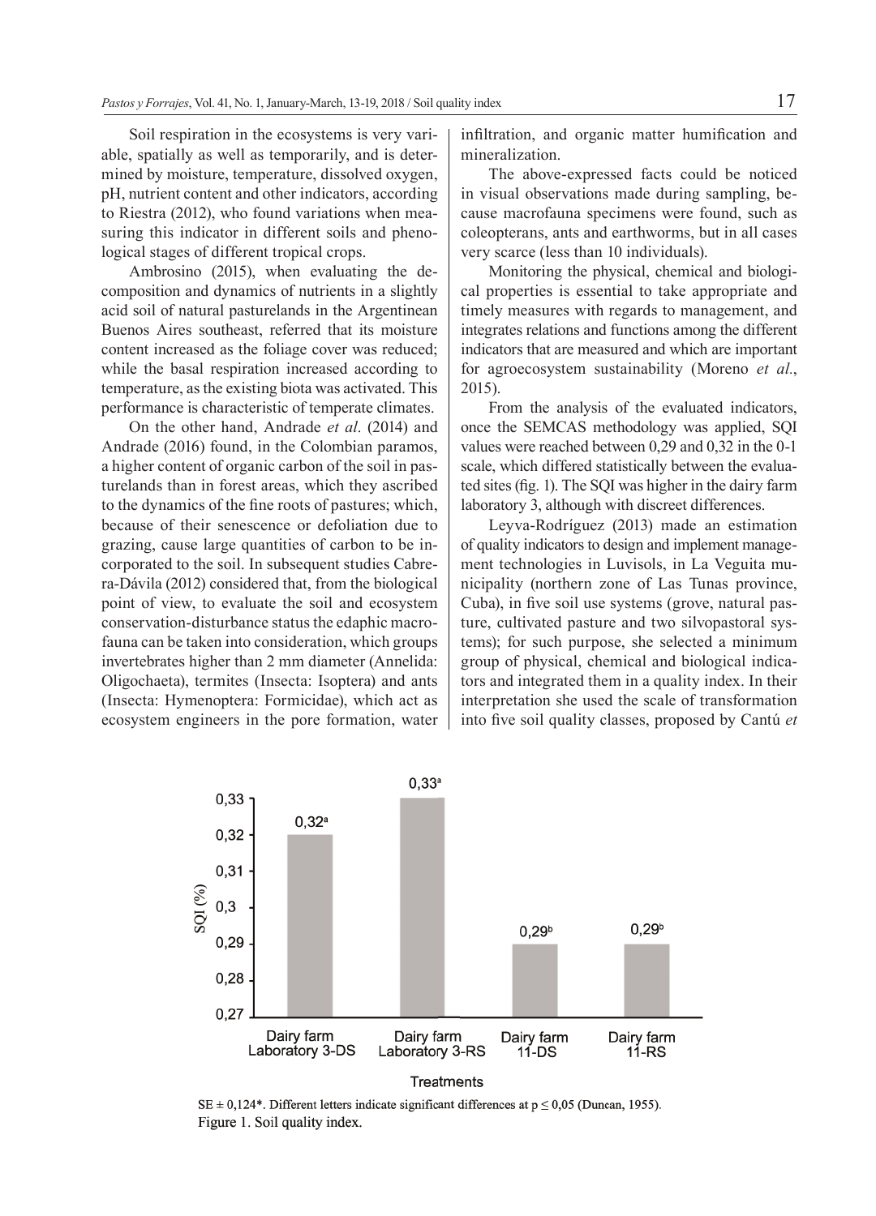Soil respiration in the ecosystems is very variable, spatially as well as temporarily, and is determined by moisture, temperature, dissolved oxygen, pH, nutrient content and other indicators, according to Riestra (2012), who found variations when measuring this indicator in different soils and phenological stages of different tropical crops.

Ambrosino (2015), when evaluating the decomposition and dynamics of nutrients in a slightly acid soil of natural pasturelands in the Argentinean Buenos Aires southeast, referred that its moisture content increased as the foliage cover was reduced; while the basal respiration increased according to temperature, as the existing biota was activated. This performance is characteristic of temperate climates.

On the other hand, Andrade *et al*. (2014) and Andrade (2016) found, in the Colombian paramos, a higher content of organic carbon of the soil in pasturelands than in forest areas, which they ascribed to the dynamics of the fine roots of pastures; which, because of their senescence or defoliation due to grazing, cause large quantities of carbon to be incorporated to the soil. In subsequent studies Cabrera-Dávila (2012) considered that, from the biological point of view, to evaluate the soil and ecosystem conservation-disturbance status the edaphic macrofauna can be taken into consideration, which groups invertebrates higher than 2 mm diameter (Annelida: Oligochaeta), termites (Insecta: Isoptera) and ants (Insecta: Hymenoptera: Formicidae), which act as ecosystem engineers in the pore formation, water infiltration, and organic matter humification and mineralization.

The above-expressed facts could be noticed in visual observations made during sampling, because macrofauna specimens were found, such as coleopterans, ants and earthworms, but in all cases very scarce (less than 10 individuals).

Monitoring the physical, chemical and biological properties is essential to take appropriate and timely measures with regards to management, and integrates relations and functions among the different indicators that are measured and which are important for agroecosystem sustainability (Moreno *et al.*, 2015).

From the analysis of the evaluated indicators, once the SEMCAS methodology was applied, SQI values were reached between 0,29 and 0,32 in the 0-1 scale, which differed statistically between the evaluated sites (fig. 1). The SQI was higher in the dairy farm laboratory 3, although with discreet differences.

Leyva-Rodríguez (2013) made an estimation of quality indicators to design and implement management technologies in Luvisols, in La Veguita municipality (northern zone of Las Tunas province, Cuba), in five soil use systems (grove, natural pasture, cultivated pasture and two silvopastoral systems); for such purpose, she selected a minimum group of physical, chemical and biological indicators and integrated them in a quality index. In their interpretation she used the scale of transformation into five soil quality classes, proposed by Cantú *et*

| Treatments | SQI (%) |
|---|---|
| Dairy farm Laboratory 3-DS | 0,32[a] |
| Dairy farm Laboratory 3-RS | 0,33[a] |
| Dairy farm 11-DS | 0,29[b] |
| Dairy farm 11-RS | 0,29[b] |

SE ± 0,124*. Different letters indicate significant differences at $p \leq 0,05$ (Duncan, 1955).

Figure 1. Soil quality index.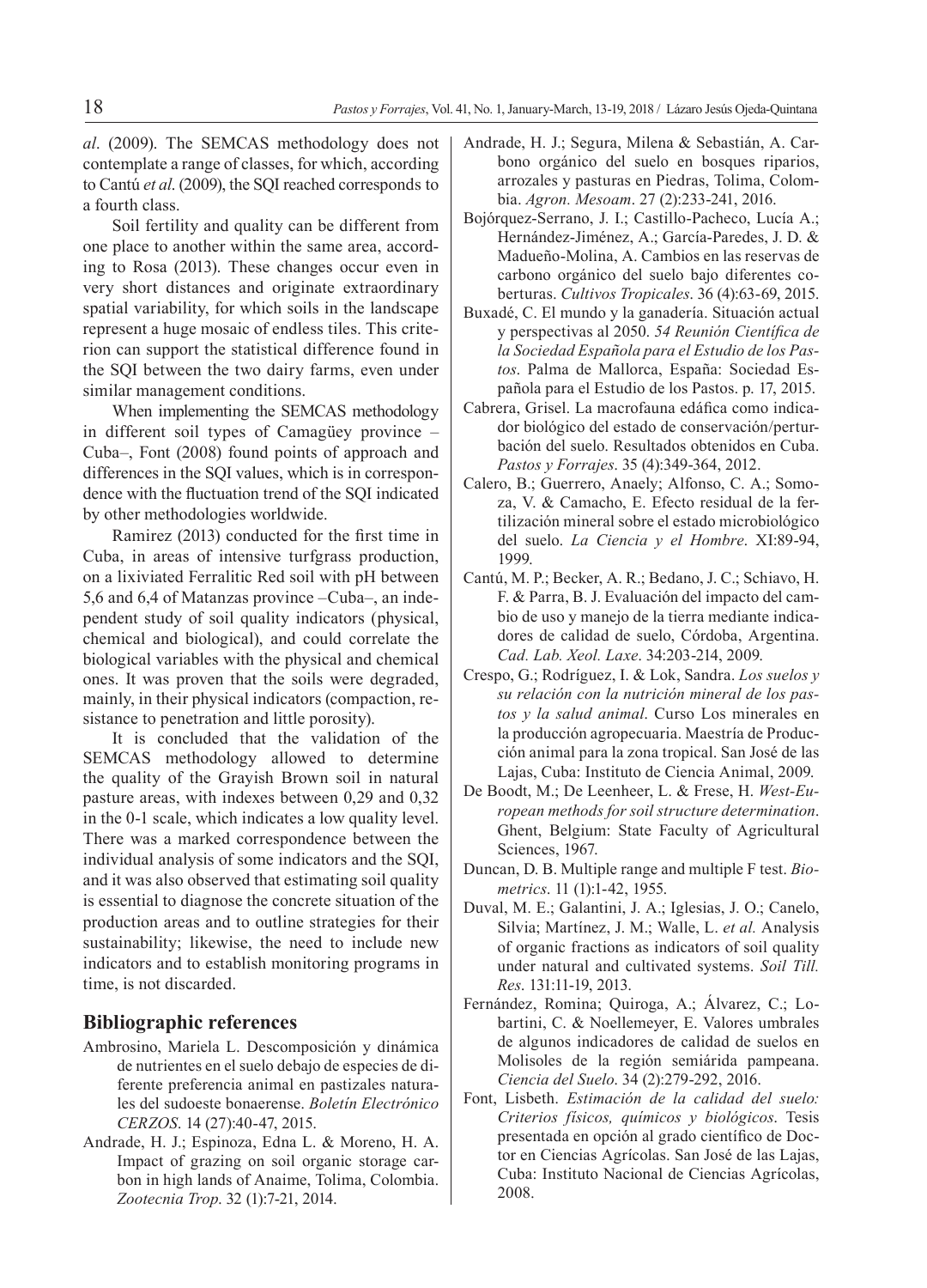*al*. (2009). The SEMCAS methodology does not contemplate a range of classes, for which, according to Cantú *et al*. (2009), the SQI reached corresponds to a fourth class.

Soil fertility and quality can be different from one place to another within the same area, according to Rosa (2013). These changes occur even in very short distances and originate extraordinary spatial variability, for which soils in the landscape represent a huge mosaic of endless tiles. This criterion can support the statistical difference found in the SQI between the two dairy farms, even under similar management conditions.

When implementing the SEMCAS methodology in different soil types of Camagüey province –Cuba–, Font (2008) found points of approach and differences in the SQI values, which is in correspondence with the fluctuation trend of the SQI indicated by other methodologies worldwide.

Ramirez (2013) conducted for the first time in Cuba, in areas of intensive turfgrass production, on a lixiviated Ferralitic Red soil with pH between 5,6 and 6,4 of Matanzas province –Cuba–, an independent study of soil quality indicators (physical, chemical and biological), and could correlate the biological variables with the physical and chemical ones. It was proven that the soils were degraded, mainly, in their physical indicators (compaction, resistance to penetration and little porosity).

It is concluded that the validation of the SEMCAS methodology allowed to determine the quality of the Grayish Brown soil in natural pasture areas, with indexes between 0,29 and 0,32 in the 0-1 scale, which indicates a low quality level. There was a marked correspondence between the individual analysis of some indicators and the SQI, and it was also observed that estimating soil quality is essential to diagnose the concrete situation of the production areas and to outline strategies for their sustainability; likewise, the need to include new indicators and to establish monitoring programs in time, is not discarded.

## Bibliographic references

Ambrosino, Mariela L. Descomposición y dinámica de nutrientes en el suelo debajo de especies de diferente preferencia animal en pastizales naturales del sudoeste bonaerense. *Boletín Electrónico CERZOS*. 14 (27):40-47, 2015.

Andrade, H. J.; Espinoza, Edna L. & Moreno, H. A. Impact of grazing on soil organic storage carbon in high lands of Anaime, Tolima, Colombia. *Zootecnia Trop*. 32 (1):7-21, 2014.

Andrade, H. J.; Segura, Milena & Sebastián, A. Carbono orgánico del suelo en bosques riparios, arrozales y pasturas en Piedras, Tolima, Colombia. *Agron. Mesoam*. 27 (2):233-241, 2016.

Bojórquez-Serrano, J. I.; Castillo-Pacheco, Lucía A.; Hernández-Jiménez, A.; García-Paredes, J. D. & Madueño-Molina, A. Cambios en las reservas de carbono orgánico del suelo bajo diferentes coberturas. *Cultivos Tropicales*. 36 (4):63-69, 2015.

Buxadé, C. El mundo y la ganadería. Situación actual y perspectivas al 2050. *54 Reunión Científica de la Sociedad Española para el Estudio de los Pastos*. Palma de Mallorca, España: Sociedad Española para el Estudio de los Pastos. p. 17, 2015.

Cabrera, Grisel. La macrofauna edáfica como indicador biológico del estado de conservación/perturbación del suelo. Resultados obtenidos en Cuba. *Pastos y Forrajes*. 35 (4):349-364, 2012.

Calero, B.; Guerrero, Anaely; Alfonso, C. A.; Somoza, V. & Camacho, E. Efecto residual de la fertilización mineral sobre el estado microbiológico del suelo. *La Ciencia y el Hombre*. XI:89-94, 1999.

Cantú, M. P.; Becker, A. R.; Bedano, J. C.; Schiavo, H. F. & Parra, B. J. Evaluación del impacto del cambio de uso y manejo de la tierra mediante indicadores de calidad de suelo, Córdoba, Argentina. *Cad. Lab. Xeol. Laxe*. 34:203-214, 2009.

Crespo, G.; Rodríguez, I. & Lok, Sandra. *Los suelos y su relación con la nutrición mineral de los pastos y la salud animal*. Curso Los minerales en la producción agropecuaria. Maestría de Producción animal para la zona tropical. San José de las Lajas, Cuba: Instituto de Ciencia Animal, 2009.

De Boodt, M.; De Leenheer, L. & Frese, H. *West-European methods for soil structure determination*. Ghent, Belgium: State Faculty of Agricultural Sciences, 1967.

Duncan, D. B. Multiple range and multiple F test. *Biometrics*. 11 (1):1-42, 1955.

Duval, M. E.; Galantini, J. A.; Iglesias, J. O.; Canelo, Silvia; Martínez, J. M.; Walle, L. *et al.* Analysis of organic fractions as indicators of soil quality under natural and cultivated systems. *Soil Till. Res*. 131:11-19, 2013.

Fernández, Romina; Quiroga, A.; Álvarez, C.; Lobartini, C. & Noellemeyer, E. Valores umbrales de algunos indicadores de calidad de suelos en Molisoles de la región semiárida pampeana. *Ciencia del Suelo*. 34 (2):279-292, 2016.

Font, Lisbeth. *Estimación de la calidad del suelo: Criterios físicos, químicos y biológicos*. Tesis presentada en opción al grado científico de Doctor en Ciencias Agrícolas. San José de las Lajas, Cuba: Instituto Nacional de Ciencias Agrícolas, 2008.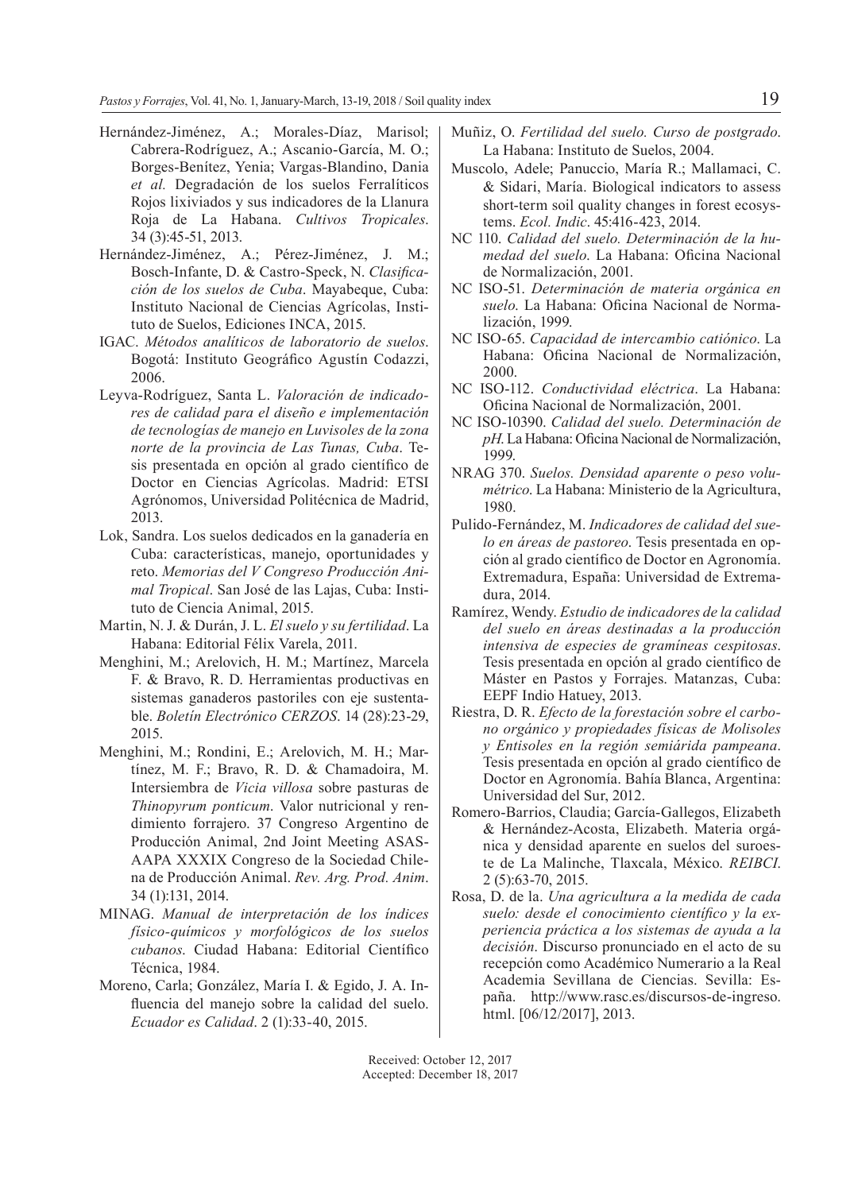Hernández-Jiménez, A.; Morales-Díaz, Marisol; Cabrera-Rodríguez, A.; Ascanio-García, M. O.; Borges-Benítez, Yenia; Vargas-Blandino, Dania *et al.* Degradación de los suelos Ferralíticos Rojos lixiviados y sus indicadores de la Llanura Roja de La Habana. *Cultivos Tropicales*. 34 (3):45-51, 2013.

Hernández-Jiménez, A.; Pérez-Jiménez, J. M.; Bosch-Infante, D. & Castro-Speck, N. *Clasificación de los suelos de Cuba*. Mayabeque, Cuba: Instituto Nacional de Ciencias Agrícolas, Instituto de Suelos, Ediciones INCA, 2015.

IGAC. *Métodos analíticos de laboratorio de suelos*. Bogotá: Instituto Geográfico Agustín Codazzi, 2006.

Leyva-Rodríguez, Santa L. *Valoración de indicadores de calidad para el diseño e implementación de tecnologías de manejo en Luvisoles de la zona norte de la provincia de Las Tunas, Cuba*. Tesis presentada en opción al grado científico de Doctor en Ciencias Agrícolas. Madrid: ETSI Agrónomos, Universidad Politécnica de Madrid, 2013.

Lok, Sandra. Los suelos dedicados en la ganadería en Cuba: características, manejo, oportunidades y reto. *Memorias del V Congreso Producción Animal Tropical*. San José de las Lajas, Cuba: Instituto de Ciencia Animal, 2015.

Martin, N. J. & Durán, J. L. *El suelo y su fertilidad*. La Habana: Editorial Félix Varela, 2011.

Menghini, M.; Arelovich, H. M.; Martínez, Marcela F. & Bravo, R. D. Herramientas productivas en sistemas ganaderos pastoriles con eje sustentable. *Boletín Electrónico CERZOS*. 14 (28):23-29, 2015.

Menghini, M.; Rondini, E.; Arelovich, M. H.; Martínez, M. F.; Bravo, R. D. & Chamadoira, M. Intersiembra de *Vicia villosa* sobre pasturas de *Thinopyrum ponticum*. Valor nutricional y rendimiento forrajero. 37 Congreso Argentino de Producción Animal, 2nd Joint Meeting ASAS-AAPA XXXIX Congreso de la Sociedad Chilena de Producción Animal. *Rev. Arg. Prod. Anim*. 34 (1):131, 2014.

MINAG. *Manual de interpretación de los índices físico-químicos y morfológicos de los suelos cubanos.* Ciudad Habana: Editorial Científico Técnica, 1984.

Moreno, Carla; González, María I. & Egido, J. A. Influencia del manejo sobre la calidad del suelo. *Ecuador es Calidad*. 2 (1):33-40, 2015.

Muñiz, O. *Fertilidad del suelo. Curso de postgrado*. La Habana: Instituto de Suelos, 2004.

Muscolo, Adele; Panuccio, María R.; Mallamaci, C. & Sidari, María. Biological indicators to assess short-term soil quality changes in forest ecosystems. *Ecol. Indic*. 45:416-423, 2014.

NC 110. *Calidad del suelo. Determinación de la humedad del suelo*. La Habana: Oficina Nacional de Normalización, 2001.

NC ISO-51. *Determinación de materia orgánica en suelo*. La Habana: Oficina Nacional de Normalización, 1999.

NC ISO-65. *Capacidad de intercambio catiónico*. La Habana: Oficina Nacional de Normalización, 2000.

NC ISO-112. *Conductividad eléctrica*. La Habana: Oficina Nacional de Normalización, 2001.

NC ISO-10390. *Calidad del suelo. Determinación de pH*. La Habana: Oficina Nacional de Normalización, 1999.

NRAG 370. *Suelos. Densidad aparente o peso volumétrico*. La Habana: Ministerio de la Agricultura, 1980.

Pulido-Fernández, M. *Indicadores de calidad del suelo en áreas de pastoreo*. Tesis presentada en opción al grado científico de Doctor en Agronomía. Extremadura, España: Universidad de Extremadura, 2014.

Ramírez, Wendy. *Estudio de indicadores de la calidad del suelo en áreas destinadas a la producción intensiva de especies de gramíneas cespitosas*. Tesis presentada en opción al grado científico de Máster en Pastos y Forrajes. Matanzas, Cuba: EEPF Indio Hatuey, 2013.

Riestra, D. R. *Efecto de la forestación sobre el carbono orgánico y propiedades físicas de Molisoles y Entisoles en la región semiárida pampeana*. Tesis presentada en opción al grado científico de Doctor en Agronomía. Bahía Blanca, Argentina: Universidad del Sur, 2012.

Romero-Barrios, Claudia; García-Gallegos, Elizabeth & Hernández-Acosta, Elizabeth. Materia orgánica y densidad aparente en suelos del suroeste de La Malinche, Tlaxcala, México. *REIBCI*. 2 (5):63-70, 2015.

Rosa, D. de la. *Una agricultura a la medida de cada suelo: desde el conocimiento científico y la experiencia práctica a los sistemas de ayuda a la decisión*. Discurso pronunciado en el acto de su recepción como Académico Numerario a la Real Academia Sevillana de Ciencias. Sevilla: España. http://www.rasc.es/discursos-de-ingreso.html. [06/12/2017], 2013.

Received: October 12, 2017
Accepted: December 18, 2017